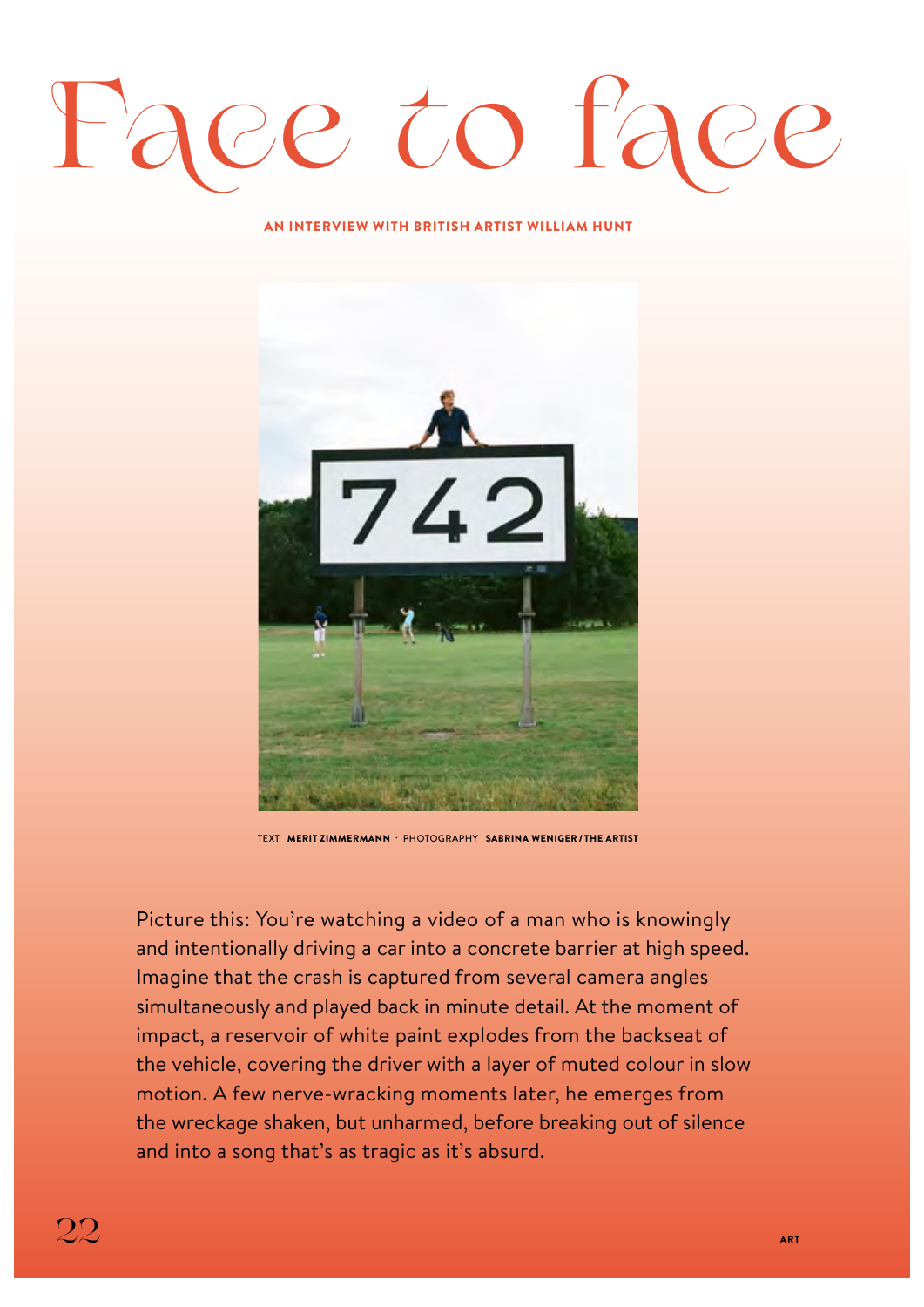# Face to face

**AN INTERVIEW WITH BRITISH ARTIST WILLIAM HUNT**

TEXT **MERIT ZIMMERMANN** · PHOTOGRAPHY **SABRINA WENIGER / THE ARTIST**

Picture this: You're watching a video of a man who is knowingly and intentionally driving a car into a concrete barrier at high speed. Imagine that the crash is captured from several camera angles simultaneously and played back in minute detail. At the moment of impact, a reservoir of white paint explodes from the backseat of the vehicle, covering the driver with a layer of muted colour in slow motion. A few nerve-wracking moments later, he emerges from the wreckage shaken, but unharmed, before breaking out of silence and into a song that's as tragic as it's absurd.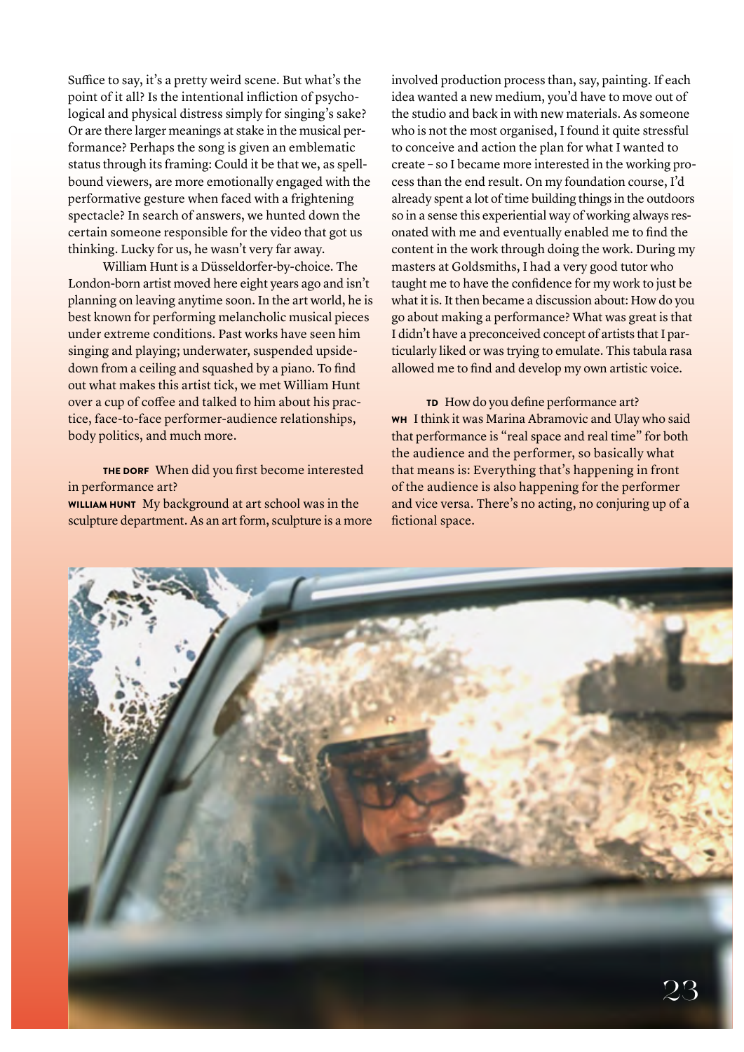Suffice to say, it's a pretty weird scene. But what's the point of it all? Is the intentional infliction of psychological and physical distress simply for singing's sake? Or are there larger meanings at stake in the musical performance? Perhaps the song is given an emblematic status through its framing: Could it be that we, as spellbound viewers, are more emotionally engaged with the performative gesture when faced with a frightening spectacle? In search of answers, we hunted down the certain someone responsible for the video that got us thinking. Lucky for us, he wasn't very far away.

William Hunt is a Düsseldorfer-by-choice. The London-born artist moved here eight years ago and isn't planning on leaving anytime soon. In the art world, he is best known for performing melancholic musical pieces under extreme conditions. Past works have seen him singing and playing; underwater, suspended upside-down from a ceiling and squashed by a piano. To find out what makes this artist tick, we met William Hunt over a cup of coffee and talked to him about his practice, face-to-face performer-audience relationships, body politics, and much more.

**THE DORF** When did you first become interested in performance art?

**WILLIAM HUNT** My background at art school was in the sculpture department. As an art form, sculpture is a more involved production process than, say, painting. If each idea wanted a new medium, you'd have to move out of the studio and back in with new materials. As someone who is not the most organised, I found it quite stressful to conceive and action the plan for what I wanted to create – so I became more interested in the working process than the end result. On my foundation course, I'd already spent a lot of time building things in the outdoors so in a sense this experiential way of working always resonated with me and eventually enabled me to find the content in the work through doing the work. During my masters at Goldsmiths, I had a very good tutor who taught me to have the confidence for my work to just be what it is. It then became a discussion about: How do you go about making a performance? What was great is that I didn't have a preconceived concept of artists that I particularly liked or was trying to emulate. This tabula rasa allowed me to find and develop my own artistic voice.

**TD** How do you define performance art?

**WH** I think it was Marina Abramovic and Ulay who said that performance is "real space and real time" for both the audience and the performer, so basically what that means is: Everything that's happening in front of the audience is also happening for the performer and vice versa. There's no acting, no conjuring up of a fictional space.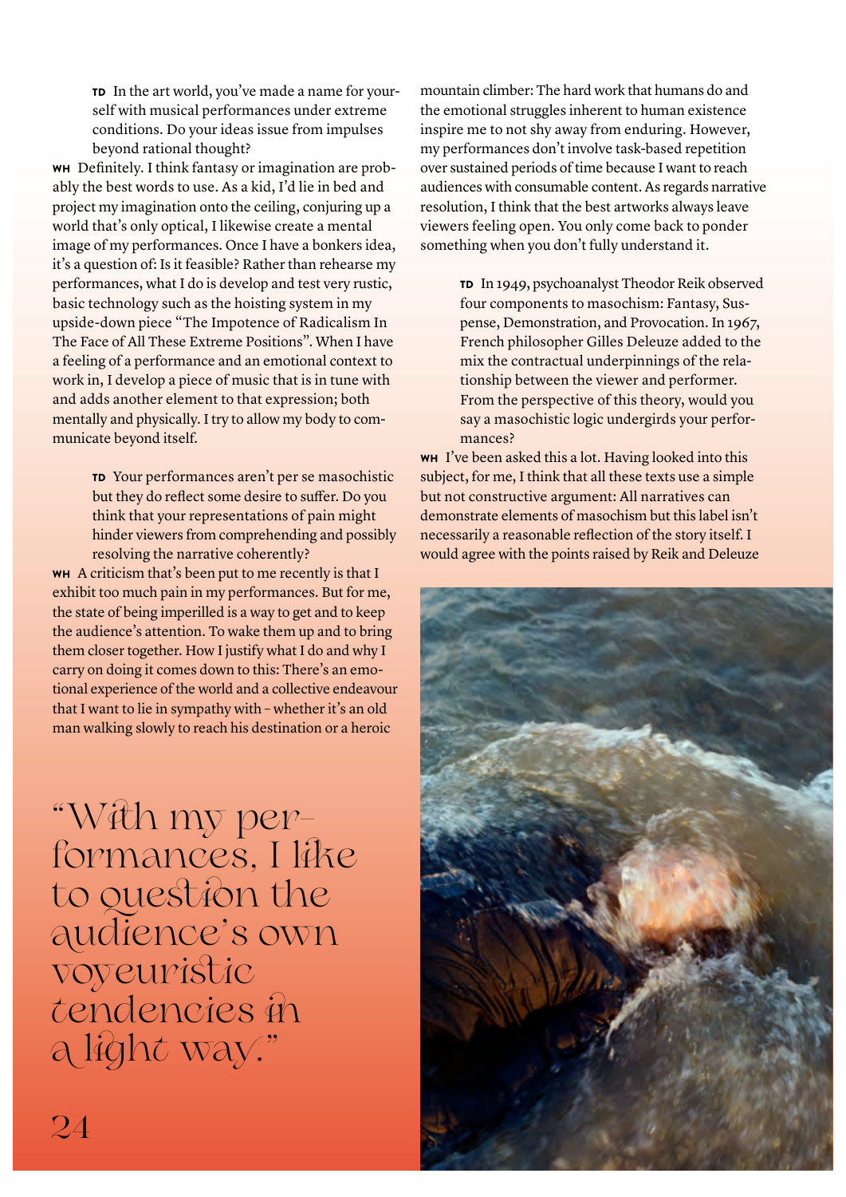**TD** In the art world, you've made a name for yourself with musical performances under extreme conditions. Do your ideas issue from impulses beyond rational thought?

**WH** Definitely. I think fantasy or imagination are probably the best words to use. As a kid, I'd lie in bed and project my imagination onto the ceiling, conjuring up a world that's only optical, I likewise create a mental image of my performances. Once I have a bonkers idea, it's a question of: Is it feasible? Rather than rehearse my performances, what I do is develop and test very rustic, basic technology such as the hoisting system in my upside-down piece "The Impotence of Radicalism In The Face of All These Extreme Positions". When I have a feeling of a performance and an emotional context to work in, I develop a piece of music that is in tune with and adds another element to that expression; both mentally and physically. I try to allow my body to communicate beyond itself.

**TD** Your performances aren't per se masochistic but they do reflect some desire to suffer. Do you think that your representations of pain might hinder viewers from comprehending and possibly resolving the narrative coherently?

**WH** A criticism that's been put to me recently is that I exhibit too much pain in my performances. But for me, the state of being imperilled is a way to get and to keep the audience's attention. To wake them up and to bring them closer together. How I justify what I do and why I carry on doing it comes down to this: There's an emotional experience of the world and a collective endeavour that I want to lie in sympathy with – whether it's an old man walking slowly to reach his destination or a heroic mountain climber: The hard work that humans do and the emotional struggles inherent to human existence inspire me to not shy away from enduring. However, my performances don't involve task-based repetition over sustained periods of time because I want to reach audiences with consumable content. As regards narrative resolution, I think that the best artworks always leave viewers feeling open. You only come back to ponder something when you don't fully understand it.

> "With my performances, I like to question the audience's own voyeuristic tendencies in a light way."

**TD** In 1949, psychoanalyst Theodor Reik observed four components to masochism: Fantasy, Suspense, Demonstration, and Provocation. In 1967, French philosopher Gilles Deleuze added to the mix the contractual underpinnings of the relationship between the viewer and performer. From the perspective of this theory, would you say a masochistic logic undergirds your performances?

**WH** I've been asked this a lot. Having looked into this subject, for me, I think that all these texts use a simple but not constructive argument: All narratives can demonstrate elements of masochism but this label isn't necessarily a reasonable reflection of the story itself. I would agree with the points raised by Reik and Deleuze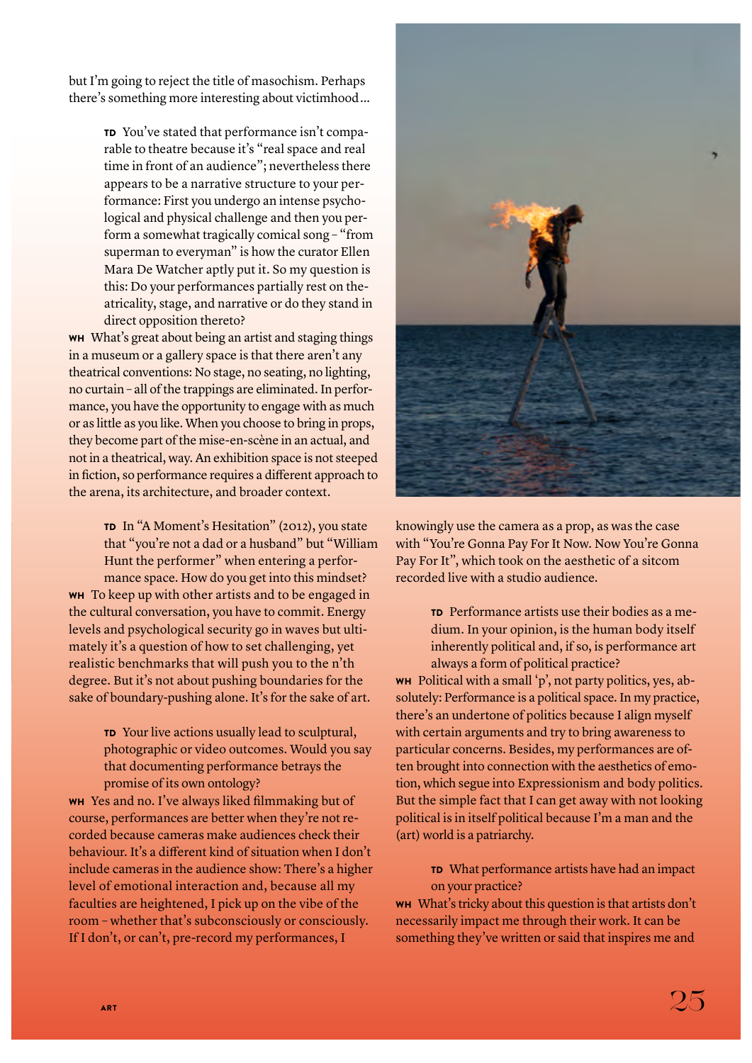but I'm going to reject the title of masochism. Perhaps there's something more interesting about victimhood…

**TD** You've stated that performance isn't comparable to theatre because it's "real space and real time in front of an audience"; nevertheless there appears to be a narrative structure to your performance: First you undergo an intense psychological and physical challenge and then you perform a somewhat tragically comical song – "from superman to everyman" is how the curator Ellen Mara De Watcher aptly put it. So my question is this: Do your performances partially rest on theatricality, stage, and narrative or do they stand in direct opposition thereto?

**WH** What's great about being an artist and staging things in a museum or a gallery space is that there aren't any theatrical conventions: No stage, no seating, no lighting, no curtain – all of the trappings are eliminated. In performance, you have the opportunity to engage with as much or as little as you like. When you choose to bring in props, they become part of the mise-en-scène in an actual, and not in a theatrical, way. An exhibition space is not steeped in fiction, so performance requires a different approach to the arena, its architecture, and broader context.

**TD** In "A Moment's Hesitation" (2012), you state that "you're not a dad or a husband" but "William Hunt the performer" when entering a performance space. How do you get into this mindset?

**WH** To keep up with other artists and to be engaged in the cultural conversation, you have to commit. Energy levels and psychological security go in waves but ultimately it's a question of how to set challenging, yet realistic benchmarks that will push you to the n'th degree. But it's not about pushing boundaries for the sake of boundary-pushing alone. It's for the sake of art.

**TD** Your live actions usually lead to sculptural, photographic or video outcomes. Would you say that documenting performance betrays the promise of its own ontology?

**WH** Yes and no. I've always liked filmmaking but of course, performances are better when they're not recorded because cameras make audiences check their behaviour. It's a different kind of situation when I don't include cameras in the audience show: There's a higher level of emotional interaction and, because all my faculties are heightened, I pick up on the vibe of the room – whether that's subconsciously or consciously. If I don't, or can't, pre-record my performances, I knowingly use the camera as a prop, as was the case with "You're Gonna Pay For It Now. Now You're Gonna Pay For It", which took on the aesthetic of a sitcom recorded live with a studio audience.

**TD** Performance artists use their bodies as a medium. In your opinion, is the human body itself inherently political and, if so, is performance art always a form of political practice?

**WH** Political with a small 'p', not party politics, yes, absolutely: Performance is a political space. In my practice, there's an undertone of politics because I align myself with certain arguments and try to bring awareness to particular concerns. Besides, my performances are often brought into connection with the aesthetics of emotion, which segue into Expressionism and body politics. But the simple fact that I can get away with not looking political is in itself political because I'm a man and the (art) world is a patriarchy.

**TD** What performance artists have had an impact on your practice?

**WH** What's tricky about this question is that artists don't necessarily impact me through their work. It can be something they've written or said that inspires me and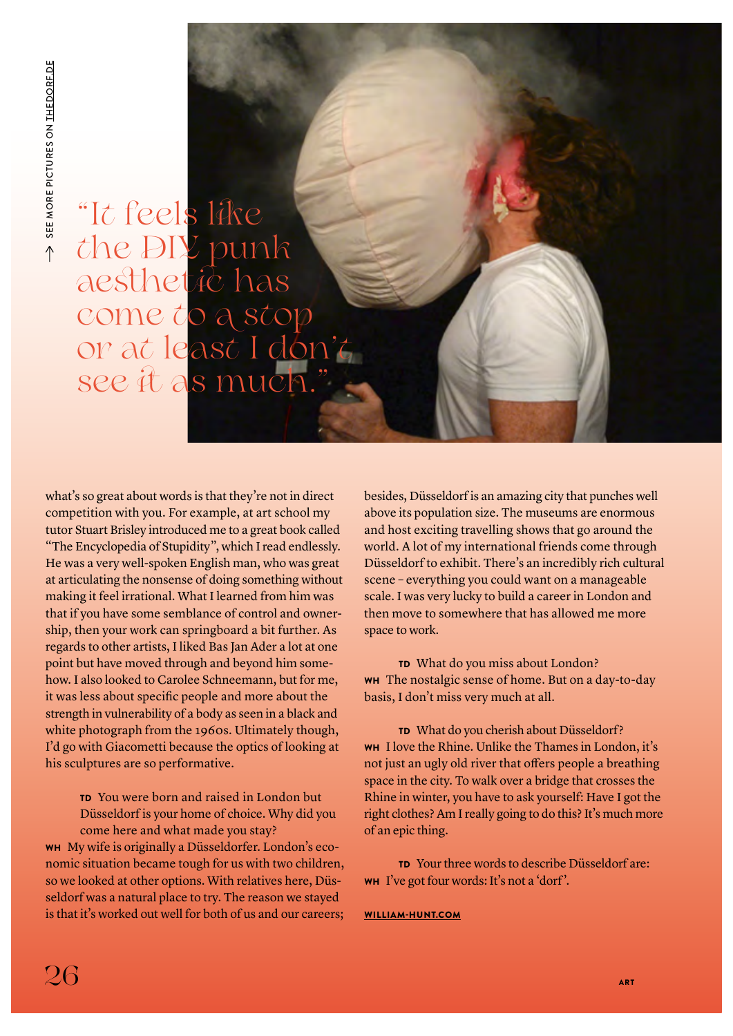> "It feels like the DIY punk aesthetic has come to a stop or at least I don't see it as much."

→ SEE MORE PICTURES ON THEDORF.DE

what's so great about words is that they're not in direct competition with you. For example, at art school my tutor Stuart Brisley introduced me to a great book called "The Encyclopedia of Stupidity", which I read endlessly. He was a very well-spoken English man, who was great at articulating the nonsense of doing something without making it feel irrational. What I learned from him was that if you have some semblance of control and ownership, then your work can springboard a bit further. As regards to other artists, I liked Bas Jan Ader a lot at one point but have moved through and beyond him somehow. I also looked to Carolee Schneemann, but for me, it was less about specific people and more about the strength in vulnerability of a body as seen in a black and white photograph from the 1960s. Ultimately though, I'd go with Giacometti because the optics of looking at his sculptures are so performative.

**TD** You were born and raised in London but Düsseldorf is your home of choice. Why did you come here and what made you stay?

**WH** My wife is originally a Düsseldorfer. London's economic situation became tough for us with two children, so we looked at other options. With relatives here, Düsseldorf was a natural place to try. The reason we stayed is that it's worked out well for both of us and our careers; besides, Düsseldorf is an amazing city that punches well above its population size. The museums are enormous and host exciting travelling shows that go around the world. A lot of my international friends come through Düsseldorf to exhibit. There's an incredibly rich cultural scene – everything you could want on a manageable scale. I was very lucky to build a career in London and then move to somewhere that has allowed me more space to work.

**TD** What do you miss about London?

**WH** The nostalgic sense of home. But on a day-to-day basis, I don't miss very much at all.

**TD** What do you cherish about Düsseldorf?

**WH** I love the Rhine. Unlike the Thames in London, it's not just an ugly old river that offers people a breathing space in the city. To walk over a bridge that crosses the Rhine in winter, you have to ask yourself: Have I got the right clothes? Am I really going to do this? It's much more of an epic thing.

**TD** Your three words to describe Düsseldorf are:

**WH** I've got four words: It's not a 'dorf'.

**WILLIAM-HUNT.COM**